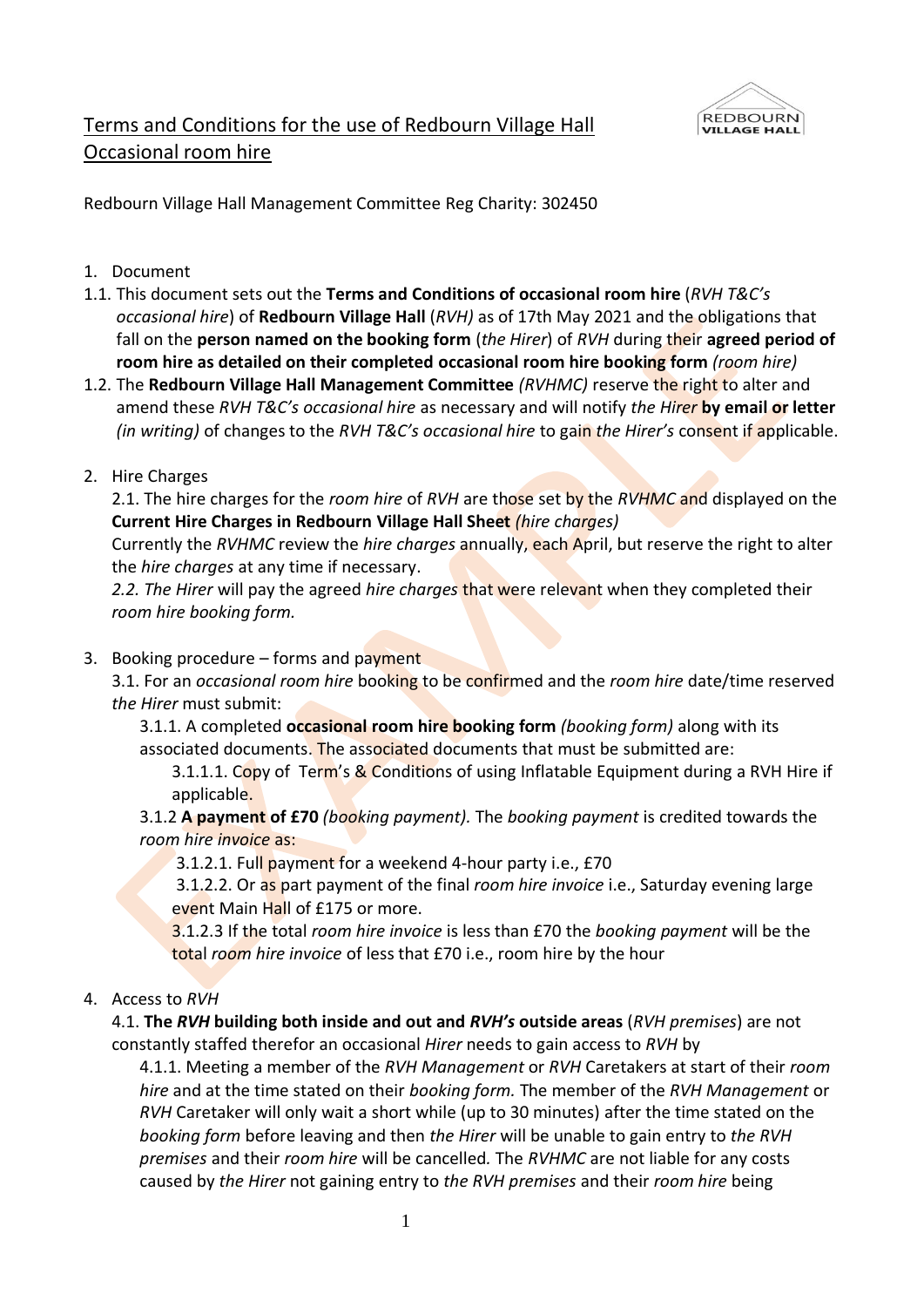# Terms and Conditions for the use of Redbourn Village Hall Occasional room hire

Redbourn Village Hall Management Committee Reg Charity: 302450

1. Document

1.1. This document sets out the **Terms and Conditions of occasional room hire** (*RVH T&C's occasional hire*) of **Redbourn Village Hall** (*RVH)* as of 17th May 2021 and the obligations that fall on the **person named on the booking form** (*the Hirer*) of *RVH* during their **agreed period of room hire as detailed on their completed occasional room hire booking form** *(room hire)*

1.2. The **Redbourn Village Hall Management Committee** *(RVHMC)* reserve the right to alter and amend these *RVH T&C's occasional hire* as necessary and will notify *the Hirer* **by email or letter** *(in writing)* of changes to the *RVH T&C's occasional hire* to gain *the Hirer's* consent if applicable.

2. Hire Charges

2.1. The hire charges for the *room hire* of *RVH* are those set by the *RVHMC* and displayed on the **Current Hire Charges in Redbourn Village Hall Sheet** *(hire charges)*

Currently the *RVHMC* review the *hire charges* annually, each April, but reserve the right to alter the *hire charges* at any time if necessary.

*2.2. The Hirer* will pay the agreed *hire charges* that were relevant when they completed their *room hire booking form.*

3. Booking procedure – forms and payment

3.1. For an *occasional room hire* booking to be confirmed and the *room hire* date/time reserved *the Hirer* must submit:

3.1.1. A completed **occasional room hire booking form** *(booking form)* along with its associated documents. The associated documents that must be submitted are:

3.1.1.1. Copy of Term's & Conditions of using Inflatable Equipment during a RVH Hire if applicable.

3.1.2 **A payment of £70** *(booking payment).* The *booking payment* is credited towards the *room hire invoice* as:

3.1.2.1. Full payment for a weekend 4-hour party i.e., £70

3.1.2.2. Or as part payment of the final *room hire invoice* i.e., Saturday evening large event Main Hall of £175 or more.

3.1.2.3 If the total *room hire invoice* is less than £70 the *booking payment* will be the total *room hire invoice* of less that £70 i.e., room hire by the hour

4. Access to *RVH*

4.1. **The *RVH* building both inside and out and *RVH's* outside areas** (*RVH premises*) are not constantly staffed therefor an occasional *Hirer* needs to gain access to *RVH* by

4.1.1. Meeting a member of the *RVH Management* or *RVH* Caretakers at start of their *room hire* and at the time stated on their *booking form.* The member of the *RVH Management* or *RVH* Caretaker will only wait a short while (up to 30 minutes) after the time stated on the *booking form* before leaving and then *the Hirer* will be unable to gain entry to *the RVH premises* and their *room hire* will be cancelled*.* The *RVHMC* are not liable for any costs caused by *the Hirer* not gaining entry to *the RVH premises* and their *room hire* being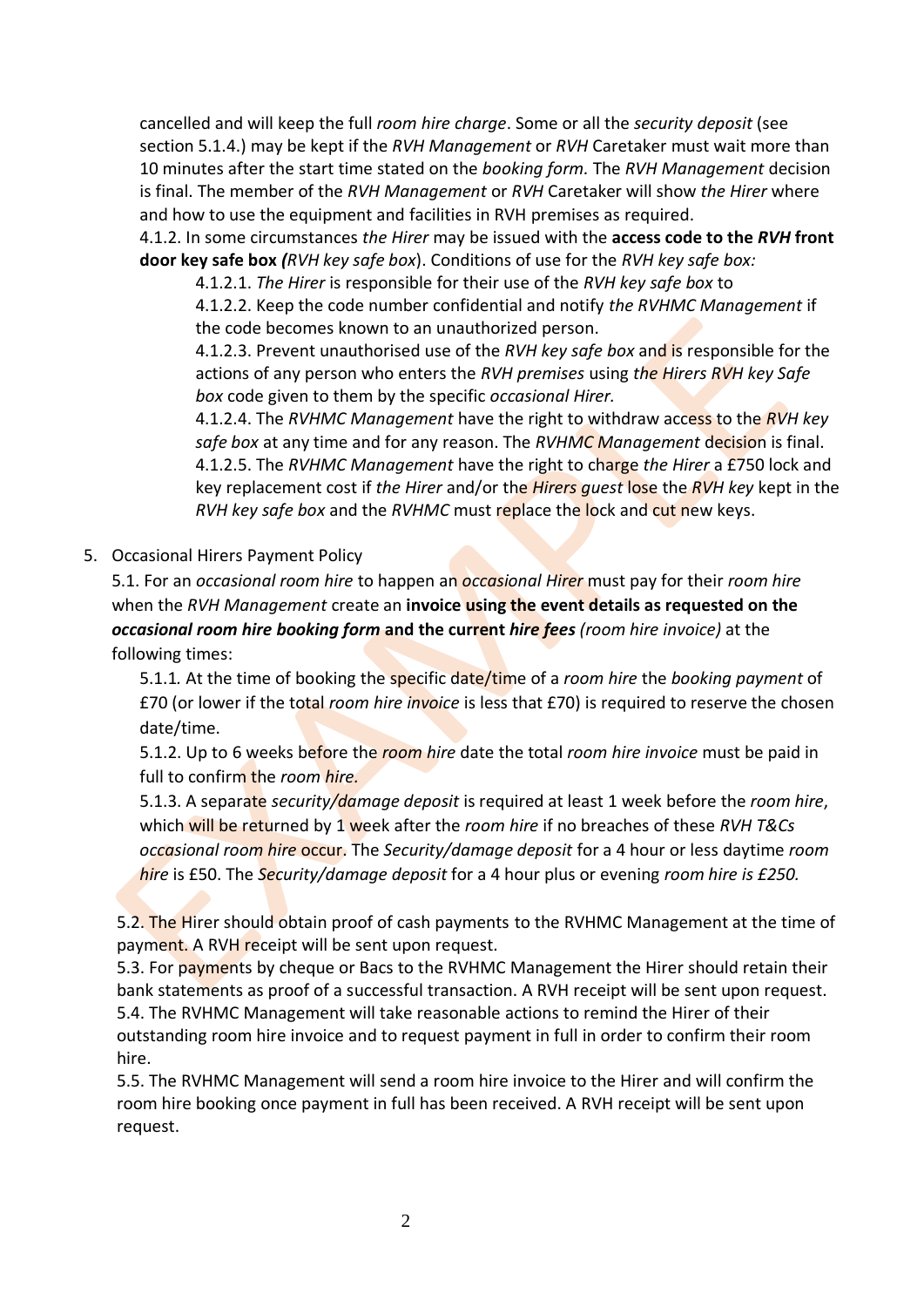cancelled and will keep the full *room hire charge*. Some or all the *security deposit* (see section 5.1.4.) may be kept if the *RVH Management* or *RVH* Caretaker must wait more than 10 minutes after the start time stated on the *booking form.* The *RVH Management* decision is final. The member of the *RVH Management* or *RVH* Caretaker will show *the Hirer* where and how to use the equipment and facilities in RVH premises as required.

4.1.2. In some circumstances *the Hirer* may be issued with the **access code to the *RVH* front door key safe box *(****RVH key safe box*). Conditions of use for the *RVH key safe box:*

- 4.1.2.1. *The Hirer* is responsible for their use of the *RVH key safe box* to
- 4.1.2.2. Keep the code number confidential and notify *the RVHMC Management* if the code becomes known to an unauthorized person.
- 4.1.2.3. Prevent unauthorised use of the *RVH key safe box* and is responsible for the actions of any person who enters the *RVH premises* using *the Hirers RVH key Safe box* code given to them by the specific *occasional Hirer.*
- 4.1.2.4. The *RVHMC Management* have the right to withdraw access to the *RVH key safe box* at any time and for any reason. The *RVHMC Management* decision is final.
- 4.1.2.5. The *RVHMC Management* have the right to charge *the Hirer* a £750 lock and key replacement cost if *the Hirer* and/or the *Hirers guest* lose the *RVH key* kept in the *RVH key safe box* and the *RVHMC* must replace the lock and cut new keys.

5. Occasional Hirers Payment Policy

5.1. For an *occasional room hire* to happen an *occasional Hirer* must pay for their *room hire* when the *RVH Management* create an **invoice using the event details as requested on the *occasional room hire booking form* and the current *hire fees*** *(room hire invoice)* at the following times:

- 5.1.1*.* At the time of booking the specific date/time of a *room hire* the *booking payment* of £70 (or lower if the total *room hire invoice* is less that £70) is required to reserve the chosen date/time.
- 5.1.2. Up to 6 weeks before the *room hire* date the total *room hire invoice* must be paid in full to confirm the *room hire.*
- 5.1.3. A separate *security/damage deposit* is required at least 1 week before the *room hire*, which will be returned by 1 week after the *room hire* if no breaches of these *RVH T&Cs occasional room hire* occur. The *Security/damage deposit* for a 4 hour or less daytime *room hire* is £50. The *Security/damage deposit* for a 4 hour plus or evening *room hire is £250.*

5.2. The Hirer should obtain proof of cash payments to the RVHMC Management at the time of payment. A RVH receipt will be sent upon request.

5.3. For payments by cheque or Bacs to the RVHMC Management the Hirer should retain their bank statements as proof of a successful transaction. A RVH receipt will be sent upon request.

5.4. The RVHMC Management will take reasonable actions to remind the Hirer of their outstanding room hire invoice and to request payment in full in order to confirm their room hire.

5.5. The RVHMC Management will send a room hire invoice to the Hirer and will confirm the room hire booking once payment in full has been received. A RVH receipt will be sent upon request.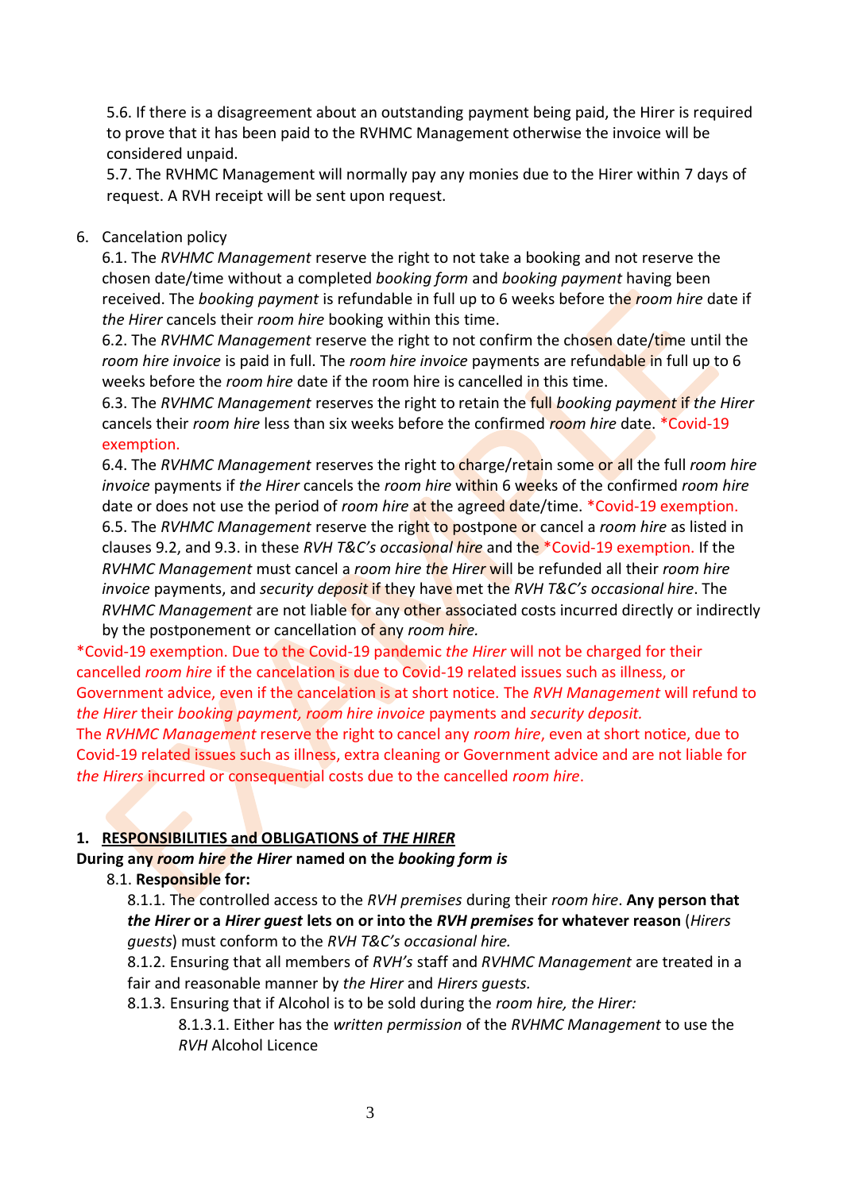5.6. If there is a disagreement about an outstanding payment being paid, the Hirer is required to prove that it has been paid to the RVHMC Management otherwise the invoice will be considered unpaid.

5.7. The RVHMC Management will normally pay any monies due to the Hirer within 7 days of request. A RVH receipt will be sent upon request.

6. Cancelation policy

6.1. The *RVHMC Management* reserve the right to not take a booking and not reserve the chosen date/time without a completed *booking form* and *booking payment* having been received. The *booking payment* is refundable in full up to 6 weeks before the *room hire* date if *the Hirer* cancels their *room hire* booking within this time.

6.2. The *RVHMC Management* reserve the right to not confirm the chosen date/time until the *room hire invoice* is paid in full. The *room hire invoice* payments are refundable in full up to 6 weeks before the *room hire* date if the room hire is cancelled in this time.

6.3. The *RVHMC Management* reserves the right to retain the full *booking payment* if *the Hirer* cancels their *room hire* less than six weeks before the confirmed *room hire* date. *Covid-19 exemption.

6.4. The *RVHMC Management* reserves the right to charge/retain some or all the full *room hire invoice* payments if *the Hirer* cancels the *room hire* within 6 weeks of the confirmed *room hire* date or does not use the period of *room hire* at the agreed date/time. *Covid-19 exemption.

6.5. The *RVHMC Management* reserve the right to postpone or cancel a *room hire* as listed in clauses 9.2, and 9.3. in these *RVH T&C's occasional hire* and the *Covid-19 exemption. If the *RVHMC Management* must cancel a *room hire the Hirer* will be refunded all their *room hire invoice* payments, and *security deposit* if they have met the *RVH T&C's occasional hire*. The *RVHMC Management* are not liable for any other associated costs incurred directly or indirectly by the postponement or cancellation of any *room hire.*

*Covid-19 exemption. Due to the Covid-19 pandemic *the Hirer* will not be charged for their cancelled *room hire* if the cancelation is due to Covid-19 related issues such as illness, or Government advice, even if the cancellation is at short notice. The *RVH Management* will refund to *the Hirer* their *booking payment, room hire invoice* payments and *security deposit.*

The *RVHMC Management* reserve the right to cancel any *room hire*, even at short notice, due to Covid-19 related issues such as illness, extra cleaning or Government advice and are not liable for *the Hirers* incurred or consequential costs due to the cancelled *room hire*.

1. **<u>RESPONSIBILITIES and OBLIGATIONS of *THE HIRER*</u>**

**During any *room hire the Hirer* named on the *booking form* is**

8.1. **Responsible for:**

8.1.1. The controlled access to the *RVH premises* during their *room hire*. **Any person that *the Hirer* or a *Hirer guest* lets on or into the *RVH premises* for whatever reason** (*Hirers guests*) must conform to the *RVH T&C's occasional hire.*

8.1.2. Ensuring that all members of *RVH's* staff and *RVHMC Management* are treated in a fair and reasonable manner by *the Hirer* and *Hirers guests.*

8.1.3. Ensuring that if Alcohol is to be sold during the *room hire, the Hirer:*

8.1.3.1. Either has the *written permission* of the *RVHMC Management* to use the *RVH* Alcohol Licence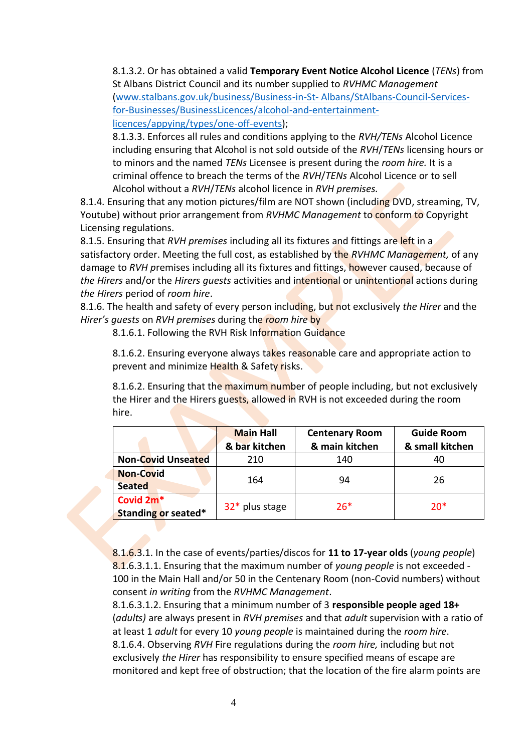8.1.3.2. Or has obtained a valid **Temporary Event Notice Alcohol Licence** (*TENs*) from St Albans District Council and its number supplied to *RVHMC Management* ([www.stalbans.gov.uk/business/Business-in-St- Albans/StAlbans-Council-Services-for-Businesses/BusinessLicences/alcohol-and-entertainment-licences/appying/types/one-off-events](www.stalbans.gov.uk/business/Business-in-St- Albans/StAlbans-Council-Services-for-Businesses/BusinessLicences/alcohol-and-entertainment-licences/appying/types/one-off-events));

8.1.3.3. Enforces all rules and conditions applying to the *RVH/TENs* Alcohol Licence including ensuring that Alcohol is not sold outside of the *RVH/TENs* licensing hours or to minors and the named *TENs* Licensee is present during the *room hire.* It is a criminal offence to breach the terms of the *RVH/TENs* Alcohol Licence or to sell Alcohol without a *RVH/TENs* alcohol licence in *RVH premises.*

8.1.4. Ensuring that any motion pictures/film are NOT shown (including DVD, streaming, TV, Youtube) without prior arrangement from *RVHMC Management* to conform to Copyright Licensing regulations.

8.1.5. Ensuring that *RVH premises* including all its fixtures and fittings are left in a satisfactory order. Meeting the full cost, as established by the *RVHMC Management,* of any damage to *RVH* premises including all its fixtures and fittings, however caused, because of *the Hirers* and/or the *Hirers guests* activities and intentional or unintentional actions during *the Hirers* period of *room hire*.

8.1.6. The health and safety of every person including, but not exclusively *the Hirer* and the *Hirer's guests* on *RVH premises* during the *room hire* by

8.1.6.1. Following the RVH Risk Information Guidance

8.1.6.2. Ensuring everyone always takes reasonable care and appropriate action to prevent and minimize Health & Safety risks.

8.1.6.2. Ensuring that the maximum number of people including, but not exclusively the Hirer and the Hirers guests, allowed in RVH is not exceeded during the room hire.

| | **Main Hall & bar kitchen** | **Centenary Room & main kitchen** | **Guide Room & small kitchen** |
|---|---|---|---|
| **Non-Covid Unseated** | 210 | 140 | 40 |
| **Non-Covid Seated** | 164 | 94 | 26 |
| **Covid 2m* Standing or seated*** | 32* plus stage | 26* | 20* |

8.1.6.3.1. In the case of events/parties/discos for **11 to 17-year olds** (*young people*)

8.1.6.3.1.1. Ensuring that the maximum number of *young people* is not exceeded - 100 in the Main Hall and/or 50 in the Centenary Room (non-Covid numbers) without consent *in writing* from the *RVHMC Management*.

8.1.6.3.1.2. Ensuring that a minimum number of 3 **responsible people aged 18+** (*adults)* are always present in *RVH premises* and that *adult* supervision with a ratio of at least 1 *adult* for every 10 *young people* is maintained during the *room hire*.

8.1.6.4. Observing *RVH* Fire regulations during the *room hire,* including but not exclusively *the Hirer* has responsibility to ensure specified means of escape are monitored and kept free of obstruction; that the location of the fire alarm points are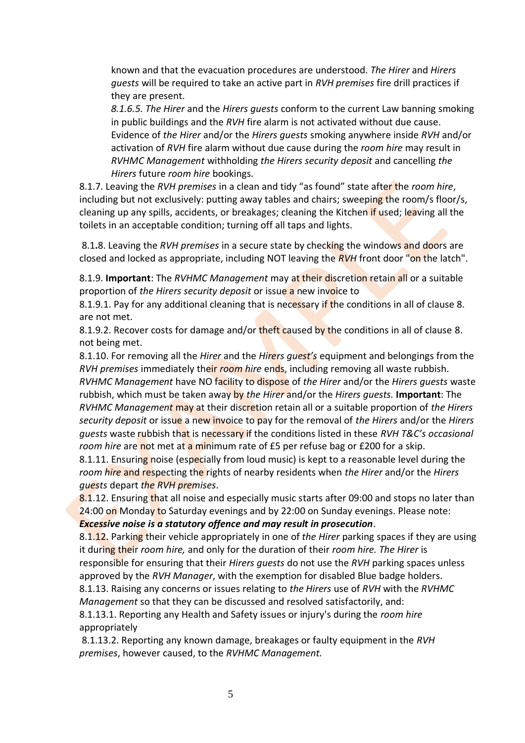known and that the evacuation procedures are understood. *The Hirer* and *Hirers guests* will be required to take an active part in *RVH premises* fire drill practices if they are present.

*8.1.6.5. The Hirer* and the *Hirers guests* conform to the current Law banning smoking in public buildings and the *RVH* fire alarm is not activated without due cause. Evidence of *the Hirer* and/or the *Hirers guests* smoking anywhere inside *RVH* and/or activation of *RVH* fire alarm without due cause during the *room hire* may result in *RVHMC Management* withholding *the Hirers security deposit* and cancelling *the Hirers* future *room hire* bookings.

8.1.7. Leaving the *RVH premises* in a clean and tidy "as found" state after the *room hire*, including but not exclusively: putting away tables and chairs; sweeping the room/s floor/s, cleaning up any spills, accidents, or breakages; cleaning the Kitchen if used; leaving all the toilets in an acceptable condition; turning off all taps and lights.

8.1.8. Leaving the *RVH premises* in a secure state by checking the windows and doors are closed and locked as appropriate, including NOT leaving the *RVH* front door "on the latch".

8.1.9. **Important**: The *RVHMC Management* may at their discretion retain all or a suitable proportion of *the Hirers security deposit* or issue a new invoice to

8.1.9.1. Pay for any additional cleaning that is necessary if the conditions in all of clause 8. are not met.

8.1.9.2. Recover costs for damage and/or theft caused by the conditions in all of clause 8. not being met.

8.1.10. For removing all the *Hirer* and the *Hirers guest's* equipment and belongings from the *RVH premises* immediately their *room hire* ends, including removing all waste rubbish. *RVHMC Management* have NO facility to dispose of *the Hirer* and/or the *Hirers guests* waste rubbish, which must be taken away by *the Hirer* and/or the *Hirers guests.* **Important**: The *RVHMC Management* may at their discretion retain all or a suitable proportion of *the Hirers security deposit* or issue a new invoice to pay for the removal of *the Hirers* and/or the *Hirers guests* waste rubbish that is necessary if the conditions listed in these *RVH T&C's occasional room hire* are not met at a minimum rate of £5 per refuse bag or £200 for a skip.

8.1.11. Ensuring noise (especially from loud music) is kept to a reasonable level during the *room hire* and respecting the rights of nearby residents when *the Hirer* and/or the *Hirers guests* depart *the RVH premises*.

8.1.12. Ensuring that all noise and especially music starts after 09:00 and stops no later than 24:00 on Monday to Saturday evenings and by 22:00 on Sunday evenings. Please note: ***Excessive noise is a statutory offence and may result in prosecution***.

8.1.12. Parking their vehicle appropriately in one of *the Hirer* parking spaces if they are using it during their *room hire,* and only for the duration of their *room hire. The Hirer* is responsible for ensuring that their *Hirers guests* do not use the *RVH* parking spaces unless approved by the *RVH Manager*, with the exemption for disabled Blue badge holders.

8.1.13. Raising any concerns or issues relating to *the Hirers* use of *RVH* with the *RVHMC Management* so that they can be discussed and resolved satisfactorily, and:

8.1.13.1. Reporting any Health and Safety issues or injury's during the *room hire* appropriately

8.1.13.2. Reporting any known damage, breakages or faulty equipment in the *RVH premises*, however caused, to the *RVHMC Management.*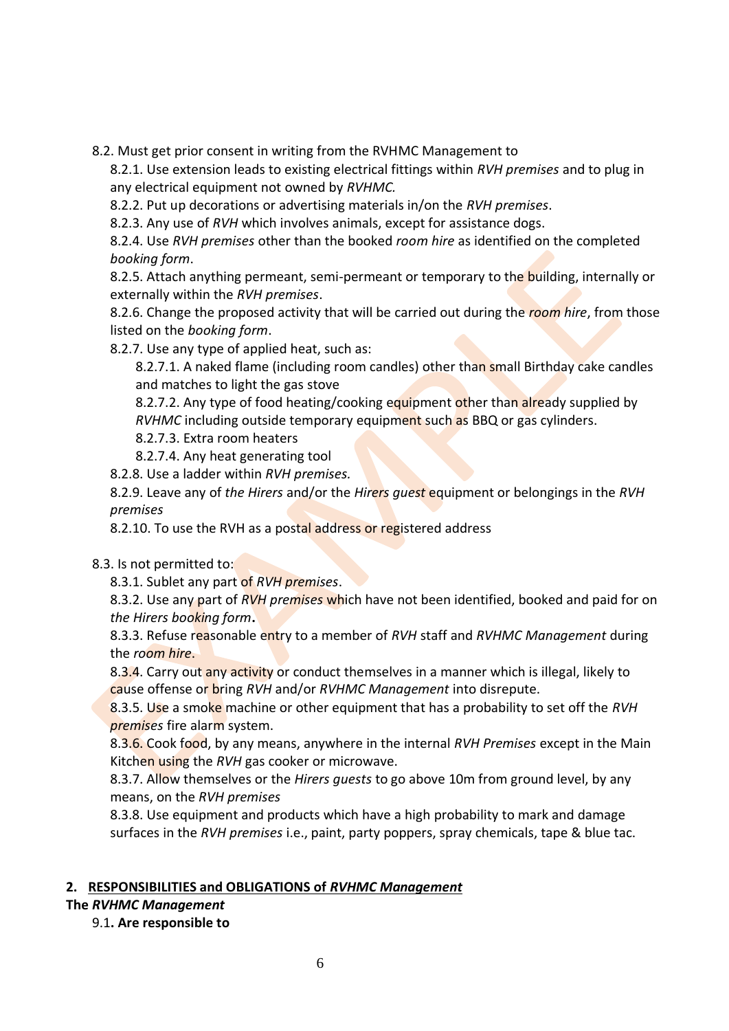8.2. Must get prior consent in writing from the RVHMC Management to

8.2.1. Use extension leads to existing electrical fittings within *RVH premises* and to plug in any electrical equipment not owned by *RVHMC.*

8.2.2. Put up decorations or advertising materials in/on the *RVH premises*.

8.2.3. Any use of *RVH* which involves animals, except for assistance dogs.

8.2.4. Use *RVH premises* other than the booked *room hire* as identified on the completed *booking form*.

8.2.5. Attach anything permeant, semi-permeant or temporary to the building, internally or externally within the *RVH premises*.

8.2.6. Change the proposed activity that will be carried out during the *room hire*, from those listed on the *booking form*.

8.2.7. Use any type of applied heat, such as:

8.2.7.1. A naked flame (including room candles) other than small Birthday cake candles and matches to light the gas stove

8.2.7.2. Any type of food heating/cooking equipment other than already supplied by *RVHMC* including outside temporary equipment such as BBQ or gas cylinders.

8.2.7.3. Extra room heaters

8.2.7.4. Any heat generating tool

8.2.8. Use a ladder within *RVH premises.*

8.2.9. Leave any of *the Hirers* and/or the *Hirers guest* equipment or belongings in the *RVH premises*

8.2.10. To use the RVH as a postal address or registered address

8.3. Is not permitted to:

8.3.1. Sublet any part of *RVH premises*.

8.3.2. Use any part of *RVH premises* which have not been identified, booked and paid for on *the Hirers booking form***.**

8.3.3. Refuse reasonable entry to a member of *RVH* staff and *RVHMC Management* during the *room hire*.

8.3.4. Carry out any activity or conduct themselves in a manner which is illegal, likely to cause offense or bring *RVH* and/or *RVHMC Management* into disrepute.

8.3.5. Use a smoke machine or other equipment that has a probability to set off the *RVH premises* fire alarm system.

8.3.6. Cook food, by any means, anywhere in the internal *RVH Premises* except in the Main Kitchen using the *RVH* gas cooker or microwave.

8.3.7. Allow themselves or the *Hirers guests* to go above 10m from ground level, by any means, on the *RVH premises*

8.3.8. Use equipment and products which have a high probability to mark and damage surfaces in the *RVH premises* i.e., paint, party poppers, spray chemicals, tape & blue tac.

## 2. RESPONSIBILITIES and OBLIGATIONS of *RVHMC Management*

**The *RVHMC Management***

9.1**. Are responsible to**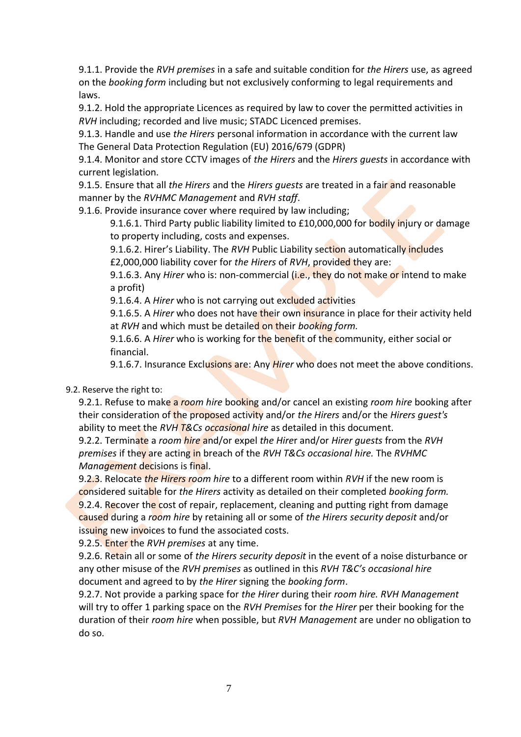9.1.1. Provide the *RVH premises* in a safe and suitable condition for *the Hirers* use, as agreed on the *booking form* including but not exclusively conforming to legal requirements and laws.

9.1.2. Hold the appropriate Licences as required by law to cover the permitted activities in *RVH* including; recorded and live music; STADC Licenced premises.

9.1.3. Handle and use *the Hirers* personal information in accordance with the current law The General Data Protection Regulation (EU) 2016/679 (GDPR)

9.1.4. Monitor and store CCTV images of *the Hirers* and the *Hirers guests* in accordance with current legislation.

9.1.5. Ensure that all *the Hirers* and the *Hirers guests* are treated in a fair and reasonable manner by the *RVHMC Management* and *RVH staff*.

9.1.6. Provide insurance cover where required by law including;

- 9.1.6.1. Third Party public liability limited to £10,000,000 for bodily injury or damage to property including, costs and expenses.
- 9.1.6.2. Hirer's Liability. The *RVH* Public Liability section automatically includes £2,000,000 liability cover for *the Hirers* of *RVH*, provided they are:
- 9.1.6.3. Any *Hirer* who is: non-commercial (i.e., they do not make or intend to make a profit)
- 9.1.6.4. A *Hirer* who is not carrying out excluded activities
- 9.1.6.5. A *Hirer* who does not have their own insurance in place for their activity held at *RVH* and which must be detailed on their *booking form.*
- 9.1.6.6. A *Hirer* who is working for the benefit of the community, either social or financial.
- 9.1.6.7. Insurance Exclusions are: Any *Hirer* who does not meet the above conditions.

9.2. Reserve the right to:

9.2.1. Refuse to make a *room hire* booking and/or cancel an existing *room hire* booking after their consideration of the proposed activity and/or *the Hirers* and/or the *Hirers guest's* ability to meet the *RVH T&Cs occasional hire* as detailed in this document.

9.2.2. Terminate a *room hire* and/or expel *the Hirer* and/or *Hirer guests* from the *RVH premises* if they are acting in breach of the *RVH T&Cs occasional hire.* The *RVHMC Management* decisions is final.

9.2.3. Relocate *the Hirers room hire* to a different room within *RVH* if the new room is considered suitable for *the Hirers* activity as detailed on their completed *booking form.*

9.2.4. Recover the cost of repair, replacement, cleaning and putting right from damage caused during a *room hire* by retaining all or some of *the Hirers security deposit* and/or issuing new invoices to fund the associated costs.

9.2.5. Enter the *RVH premises* at any time.

9.2.6. Retain all or some of *the Hirers security deposit* in the event of a noise disturbance or any other misuse of the *RVH premises* as outlined in this *RVH T&C's occasional hire* document and agreed to by *the Hirer* signing the *booking form*.

9.2.7. Not provide a parking space for *the Hirer* during their *room hire. RVH Management* will try to offer 1 parking space on the *RVH Premises* for *the Hirer* per their booking for the duration of their *room hire* when possible, but *RVH Management* are under no obligation to do so.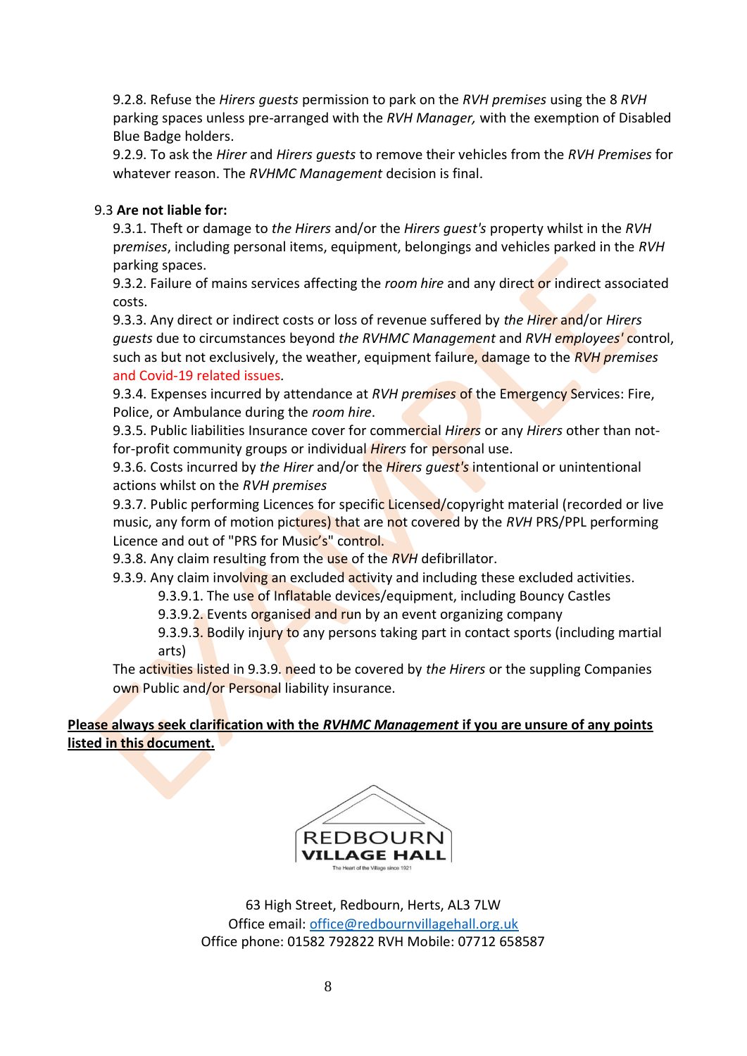9.2.8. Refuse the *Hirers guests* permission to park on the *RVH premises* using the 8 *RVH* parking spaces unless pre-arranged with the *RVH Manager,* with the exemption of Disabled Blue Badge holders.

9.2.9. To ask the *Hirer* and *Hirers guests* to remove their vehicles from the *RVH Premises* for whatever reason. The *RVHMC Management* decision is final.

9.3 **Are not liable for:**

9.3.1. Theft or damage to *the Hirers* and/or the *Hirers guest's* property whilst in the *RVH premises*, including personal items, equipment, belongings and vehicles parked in the *RVH* parking spaces.

9.3.2. Failure of mains services affecting the *room hire* and any direct or indirect associated costs.

9.3.3. Any direct or indirect costs or loss of revenue suffered by *the Hirer* and/or *Hirers guests* due to circumstances beyond *the RVHMC Management* and *RVH employees'* control, such as but not exclusively, the weather, equipment failure, damage to the *RVH premises* and Covid-19 related issues*.*

9.3.4. Expenses incurred by attendance at *RVH premises* of the Emergency Services: Fire, Police, or Ambulance during the *room hire*.

9.3.5. Public liabilities Insurance cover for commercial *Hirers* or any *Hirers* other than not-for-profit community groups or individual *Hirers* for personal use.

9.3.6. Costs incurred by *the Hirer* and/or the *Hirers guest's* intentional or unintentional actions whilst on the *RVH premises*

9.3.7. Public performing Licences for specific Licensed/copyright material (recorded or live music, any form of motion pictures) that are not covered by the *RVH* PRS/PPL performing Licence and out of "PRS for Music's" control.

9.3.8. Any claim resulting from the use of the *RVH* defibrillator.

9.3.9. Any claim involving an excluded activity and including these excluded activities.

9.3.9.1. The use of Inflatable devices/equipment, including Bouncy Castles

9.3.9.2. Events organised and run by an event organizing company

9.3.9.3. Bodily injury to any persons taking part in contact sports (including martial arts)

The activities listed in 9.3.9. need to be covered by *the Hirers* or the suppling Companies own Public and/or Personal liability insurance.

**Please always seek clarification with the *RVHMC Management* if you are unsure of any points listed in this document.**

REDBOURN VILLAGE HALL
The Heart of the Village since 1921

63 High Street, Redbourn, Herts, AL3 7LW
Office email: office@redbournvillagehall.org.uk
Office phone: 01582 792822 RVH Mobile: 07712 658587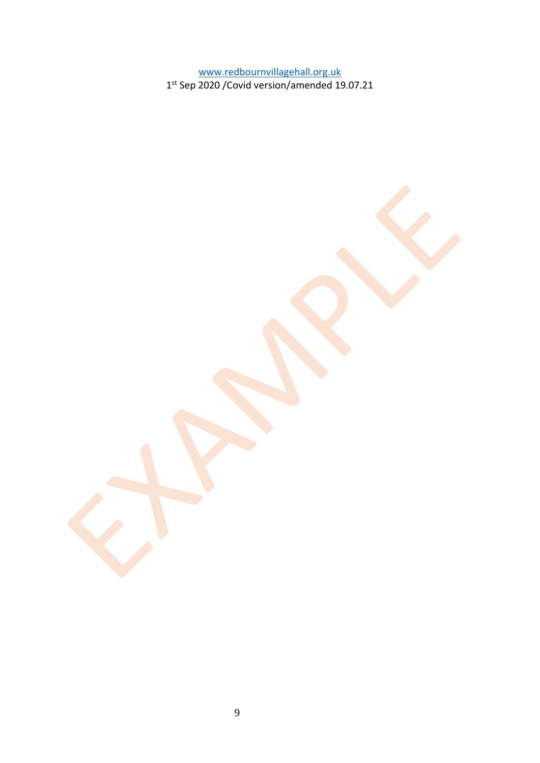www.redbournvillagehall.org.uk

1st Sep 2020 /Covid version/amended 19.07.21